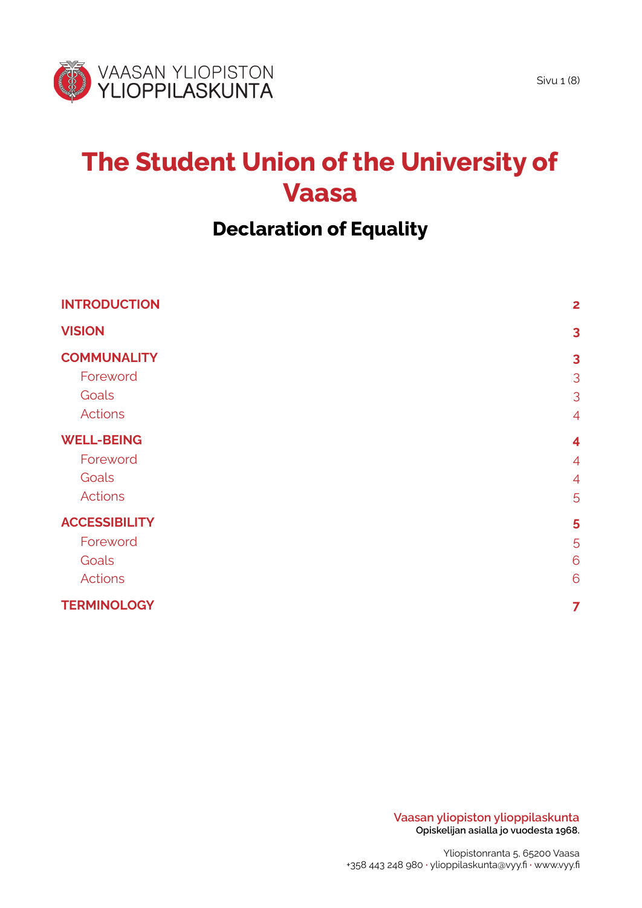VAASAN YLIOPISTON YLIOPPILASKUNTA

# The Student Union of the University of Vaasa

## Declaration of Equality

| | |
|---|---|
| **INTRODUCTION** | **2** |
| **VISION** | **3** |
| **COMMUNALITY** | **3** |
| Foreword | 3 |
| Goals | 3 |
| Actions | 4 |
| **WELL-BEING** | **4** |
| Foreword | 4 |
| Goals | 4 |
| Actions | 5 |
| **ACCESSIBILITY** | **5** |
| Foreword | 5 |
| Goals | 6 |
| Actions | 6 |
| **TERMINOLOGY** | **7** |

Vaasan yliopiston ylioppilaskunta
Opiskelijan asialla jo vuodesta 1968.

Yliopistonranta 5, 65200 Vaasa
+358 443 248 980 · ylioppilaskunta@vyy.fi · www.vyy.fi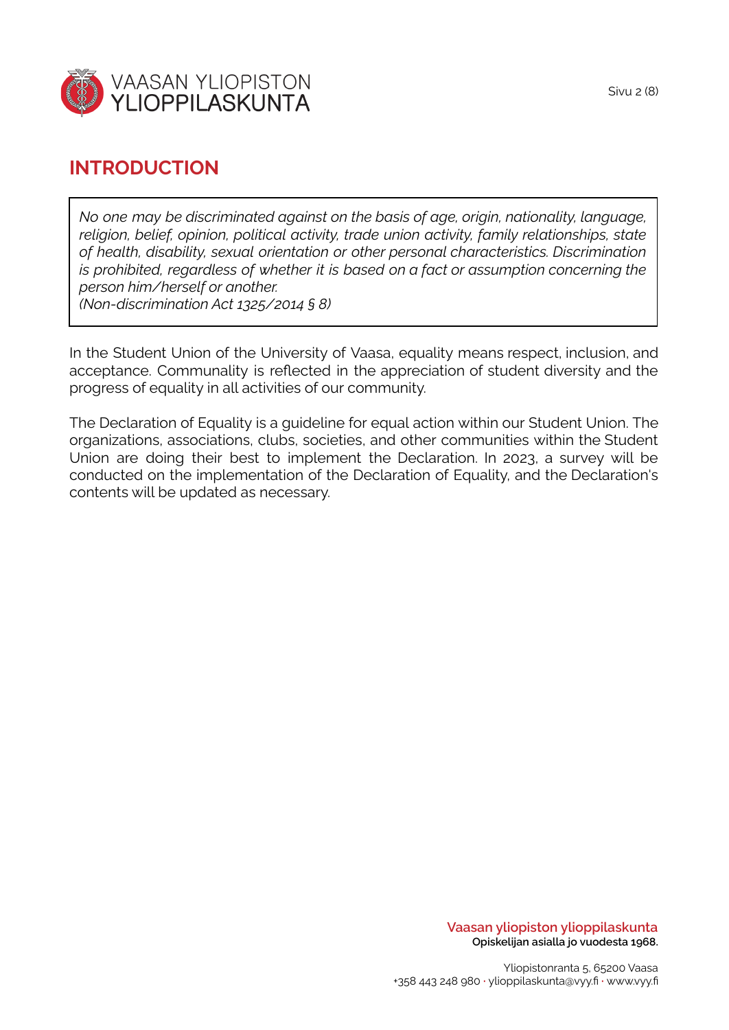# INTRODUCTION

> *No one may be discriminated against on the basis of age, origin, nationality, language, religion, belief, opinion, political activity, trade union activity, family relationships, state of health, disability, sexual orientation or other personal characteristics. Discrimination is prohibited, regardless of whether it is based on a fact or assumption concerning the person him/herself or another.*
> *(Non-discrimination Act 1325/2014 § 8)*

In the Student Union of the University of Vaasa, equality means respect, inclusion, and acceptance. Communality is reflected in the appreciation of student diversity and the progress of equality in all activities of our community.

The Declaration of Equality is a guideline for equal action within our Student Union. The organizations, associations, clubs, societies, and other communities within the Student Union are doing their best to implement the Declaration. In 2023, a survey will be conducted on the implementation of the Declaration of Equality, and the Declaration's contents will be updated as necessary.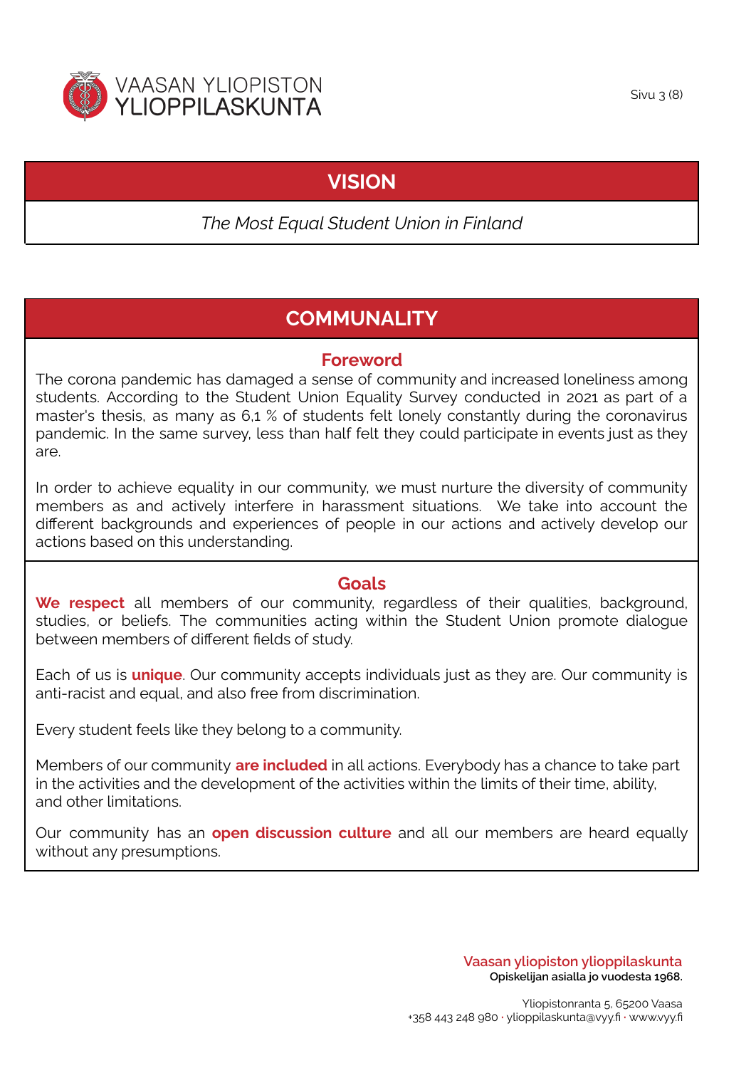# VISION

*The Most Equal Student Union in Finland*

# COMMUNALITY

## Foreword

The corona pandemic has damaged a sense of community and increased loneliness among students. According to the Student Union Equality Survey conducted in 2021 as part of a master's thesis, as many as 6,1 % of students felt lonely constantly during the coronavirus pandemic. In the same survey, less than half felt they could participate in events just as they are.

In order to achieve equality in our community, we must nurture the diversity of community members as and actively interfere in harassment situations. We take into account the different backgrounds and experiences of people in our actions and actively develop our actions based on this understanding.

## Goals

**We respect** all members of our community, regardless of their qualities, background, studies, or beliefs. The communities acting within the Student Union promote dialogue between members of different fields of study.

Each of us is **unique**. Our community accepts individuals just as they are. Our community is anti-racist and equal, and also free from discrimination.

Every student feels like they belong to a community.

Members of our community **are included** in all actions. Everybody has a chance to take part in the activities and the development of the activities within the limits of their time, ability, and other limitations.

Our community has an **open discussion culture** and all our members are heard equally without any presumptions.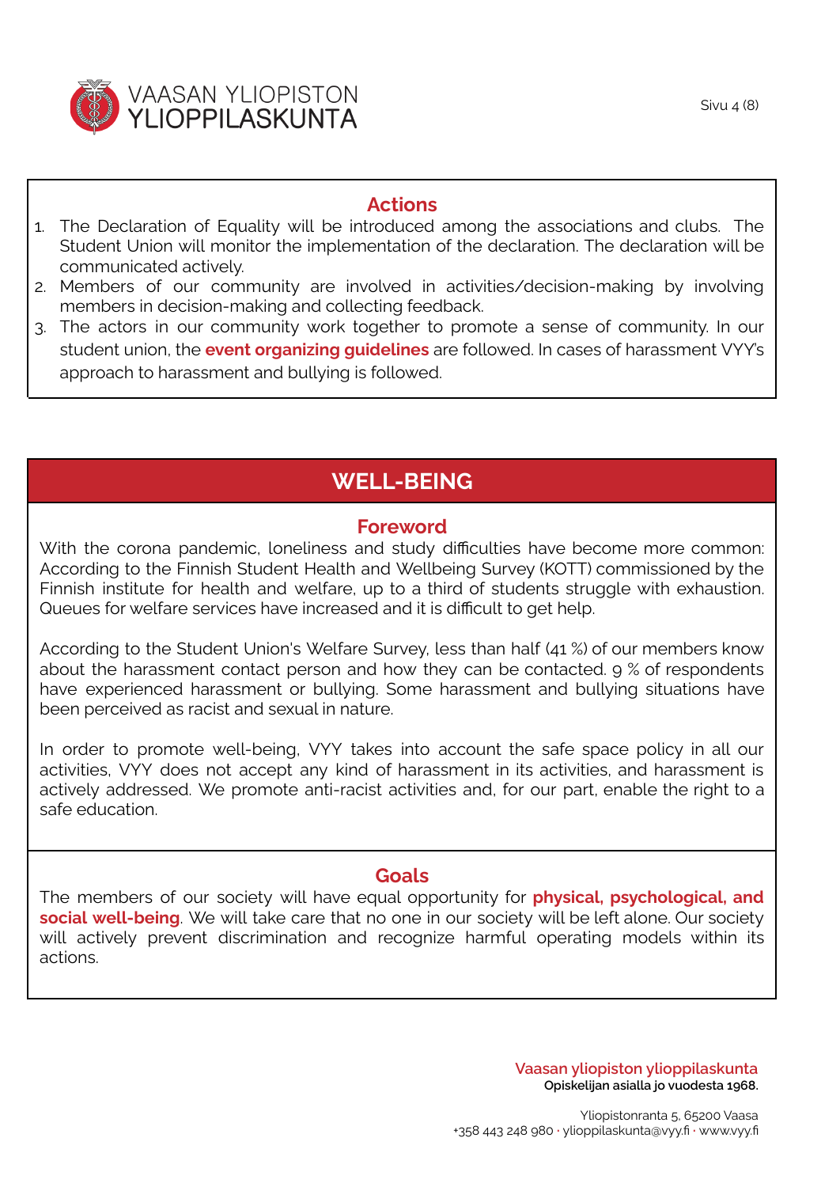### Actions

1. The Declaration of Equality will be introduced among the associations and clubs. The Student Union will monitor the implementation of the declaration. The declaration will be communicated actively.
2. Members of our community are involved in activities/decision-making by involving members in decision-making and collecting feedback.
3. The actors in our community work together to promote a sense of community. In our student union, the **event organizing guidelines** are followed. In cases of harassment VYY's approach to harassment and bullying is followed.

## WELL-BEING

### Foreword

With the corona pandemic, loneliness and study difficulties have become more common: According to the Finnish Student Health and Wellbeing Survey (KOTT) commissioned by the Finnish institute for health and welfare, up to a third of students struggle with exhaustion. Queues for welfare services have increased and it is difficult to get help.

According to the Student Union's Welfare Survey, less than half (41 %) of our members know about the harassment contact person and how they can be contacted. 9 % of respondents have experienced harassment or bullying. Some harassment and bullying situations have been perceived as racist and sexual in nature.

In order to promote well-being, VYY takes into account the safe space policy in all our activities, VYY does not accept any kind of harassment in its activities, and harassment is actively addressed. We promote anti-racist activities and, for our part, enable the right to a safe education.

### Goals

The members of our society will have equal opportunity for **physical, psychological, and social well-being**. We will take care that no one in our society will be left alone. Our society will actively prevent discrimination and recognize harmful operating models within its actions.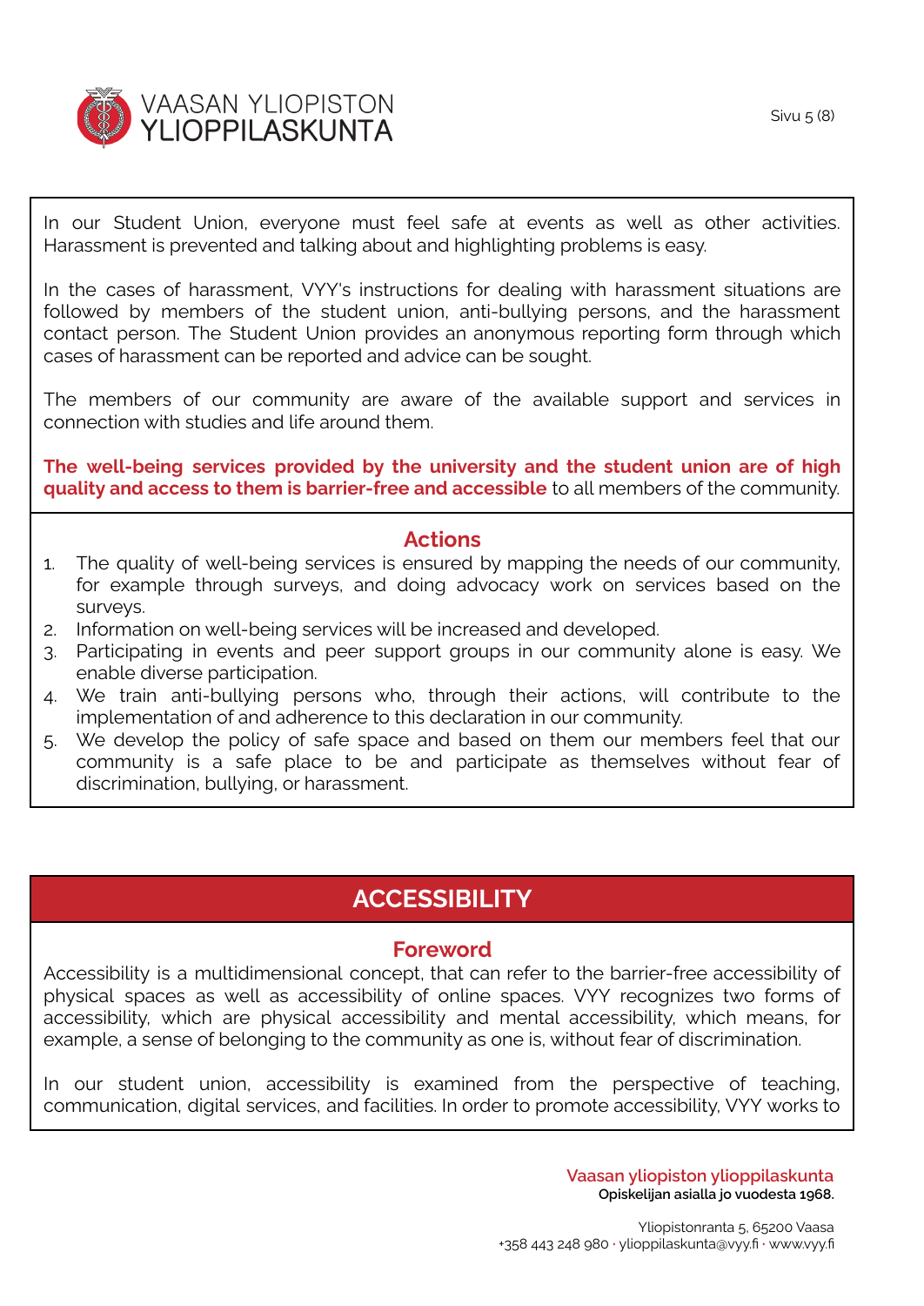In our Student Union, everyone must feel safe at events as well as other activities. Harassment is prevented and talking about and highlighting problems is easy.

In the cases of harassment, VYY's instructions for dealing with harassment situations are followed by members of the student union, anti-bullying persons, and the harassment contact person. The Student Union provides an anonymous reporting form through which cases of harassment can be reported and advice can be sought.

The members of our community are aware of the available support and services in connection with studies and life around them.

**The well-being services provided by the university and the student union are of high quality and access to them is barrier-free and accessible** to all members of the community.

### Actions

1. The quality of well-being services is ensured by mapping the needs of our community, for example through surveys, and doing advocacy work on services based on the surveys.
2. Information on well-being services will be increased and developed.
3. Participating in events and peer support groups in our community alone is easy. We enable diverse participation.
4. We train anti-bullying persons who, through their actions, will contribute to the implementation of and adherence to this declaration in our community.
5. We develop the policy of safe space and based on them our members feel that our community is a safe place to be and participate as themselves without fear of discrimination, bullying, or harassment.

## ACCESSIBILITY

### Foreword

Accessibility is a multidimensional concept, that can refer to the barrier-free accessibility of physical spaces as well as accessibility of online spaces. VYY recognizes two forms of accessibility, which are physical accessibility and mental accessibility, which means, for example, a sense of belonging to the community as one is, without fear of discrimination.

In our student union, accessibility is examined from the perspective of teaching, communication, digital services, and facilities. In order to promote accessibility, VYY works to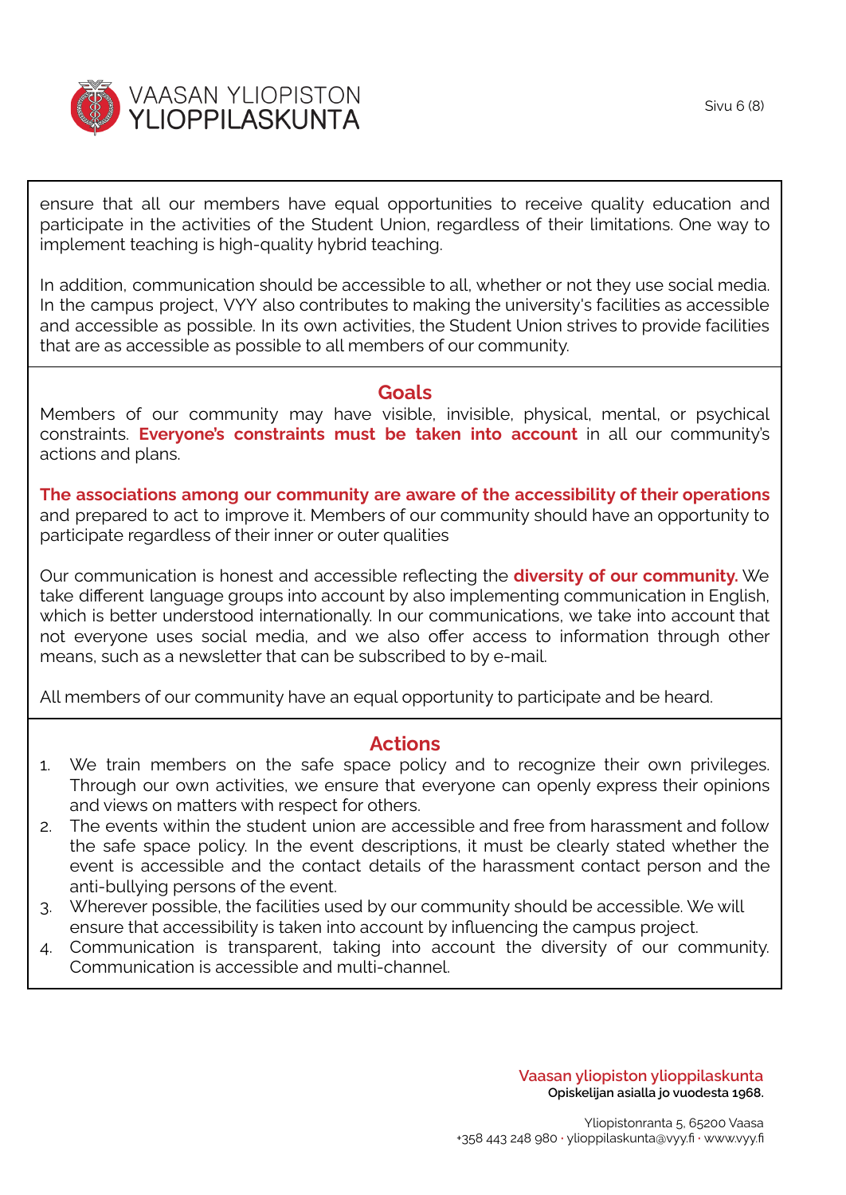ensure that all our members have equal opportunities to receive quality education and participate in the activities of the Student Union, regardless of their limitations. One way to implement teaching is high-quality hybrid teaching.

In addition, communication should be accessible to all, whether or not they use social media. In the campus project, VYY also contributes to making the university's facilities as accessible and accessible as possible. In its own activities, the Student Union strives to provide facilities that are as accessible as possible to all members of our community.

## Goals

Members of our community may have visible, invisible, physical, mental, or psychical constraints. **Everyone's constraints must be taken into account** in all our community's actions and plans.

**The associations among our community are aware of the accessibility of their operations** and prepared to act to improve it. Members of our community should have an opportunity to participate regardless of their inner or outer qualities

Our communication is honest and accessible reflecting the **diversity of our community.** We take different language groups into account by also implementing communication in English, which is better understood internationally. In our communications, we take into account that not everyone uses social media, and we also offer access to information through other means, such as a newsletter that can be subscribed to by e-mail.

All members of our community have an equal opportunity to participate and be heard.

## Actions

1. We train members on the safe space policy and to recognize their own privileges. Through our own activities, we ensure that everyone can openly express their opinions and views on matters with respect for others.
2. The events within the student union are accessible and free from harassment and follow the safe space policy. In the event descriptions, it must be clearly stated whether the event is accessible and the contact details of the harassment contact person and the anti-bullying persons of the event.
3. Wherever possible, the facilities used by our community should be accessible. We will ensure that accessibility is taken into account by influencing the campus project.
4. Communication is transparent, taking into account the diversity of our community. Communication is accessible and multi-channel.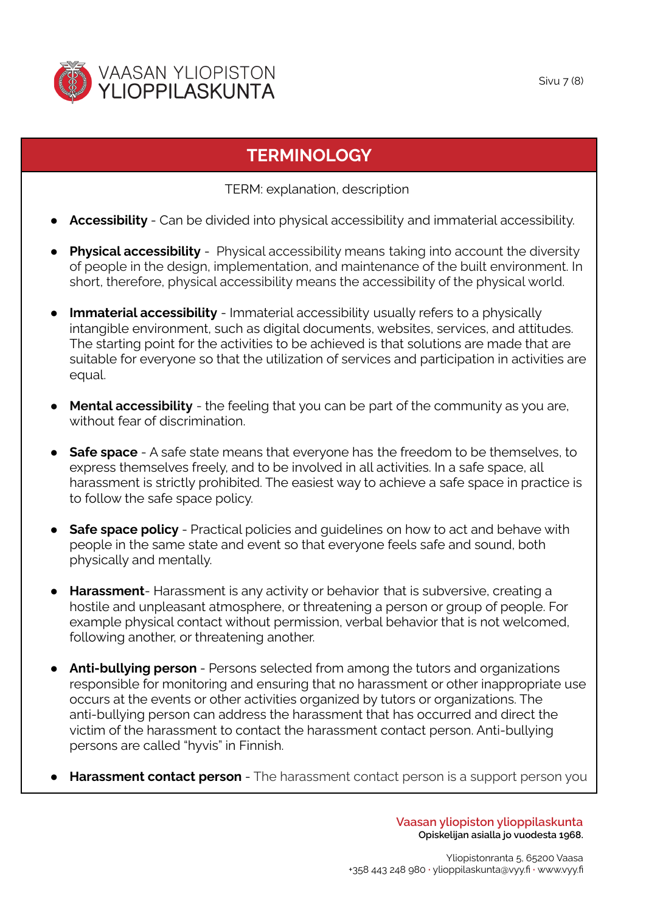## TERMINOLOGY

TERM: explanation, description

- **Accessibility** - Can be divided into physical accessibility and immaterial accessibility.
- **Physical accessibility** - Physical accessibility means taking into account the diversity of people in the design, implementation, and maintenance of the built environment. In short, therefore, physical accessibility means the accessibility of the physical world.
- **Immaterial accessibility** - Immaterial accessibility usually refers to a physically intangible environment, such as digital documents, websites, services, and attitudes. The starting point for the activities to be achieved is that solutions are made that are suitable for everyone so that the utilization of services and participation in activities are equal.
- **Mental accessibility** - the feeling that you can be part of the community as you are, without fear of discrimination.
- **Safe space** - A safe state means that everyone has the freedom to be themselves, to express themselves freely, and to be involved in all activities. In a safe space, all harassment is strictly prohibited. The easiest way to achieve a safe space in practice is to follow the safe space policy.
- **Safe space policy** - Practical policies and guidelines on how to act and behave with people in the same state and event so that everyone feels safe and sound, both physically and mentally.
- **Harassment**- Harassment is any activity or behavior that is subversive, creating a hostile and unpleasant atmosphere, or threatening a person or group of people. For example physical contact without permission, verbal behavior that is not welcomed, following another, or threatening another.
- **Anti-bullying person** - Persons selected from among the tutors and organizations responsible for monitoring and ensuring that no harassment or other inappropriate use occurs at the events or other activities organized by tutors or organizations. The anti-bullying person can address the harassment that has occurred and direct the victim of the harassment to contact the harassment contact person. Anti-bullying persons are called "hyvis" in Finnish.
- **Harassment contact person** - The harassment contact person is a support person you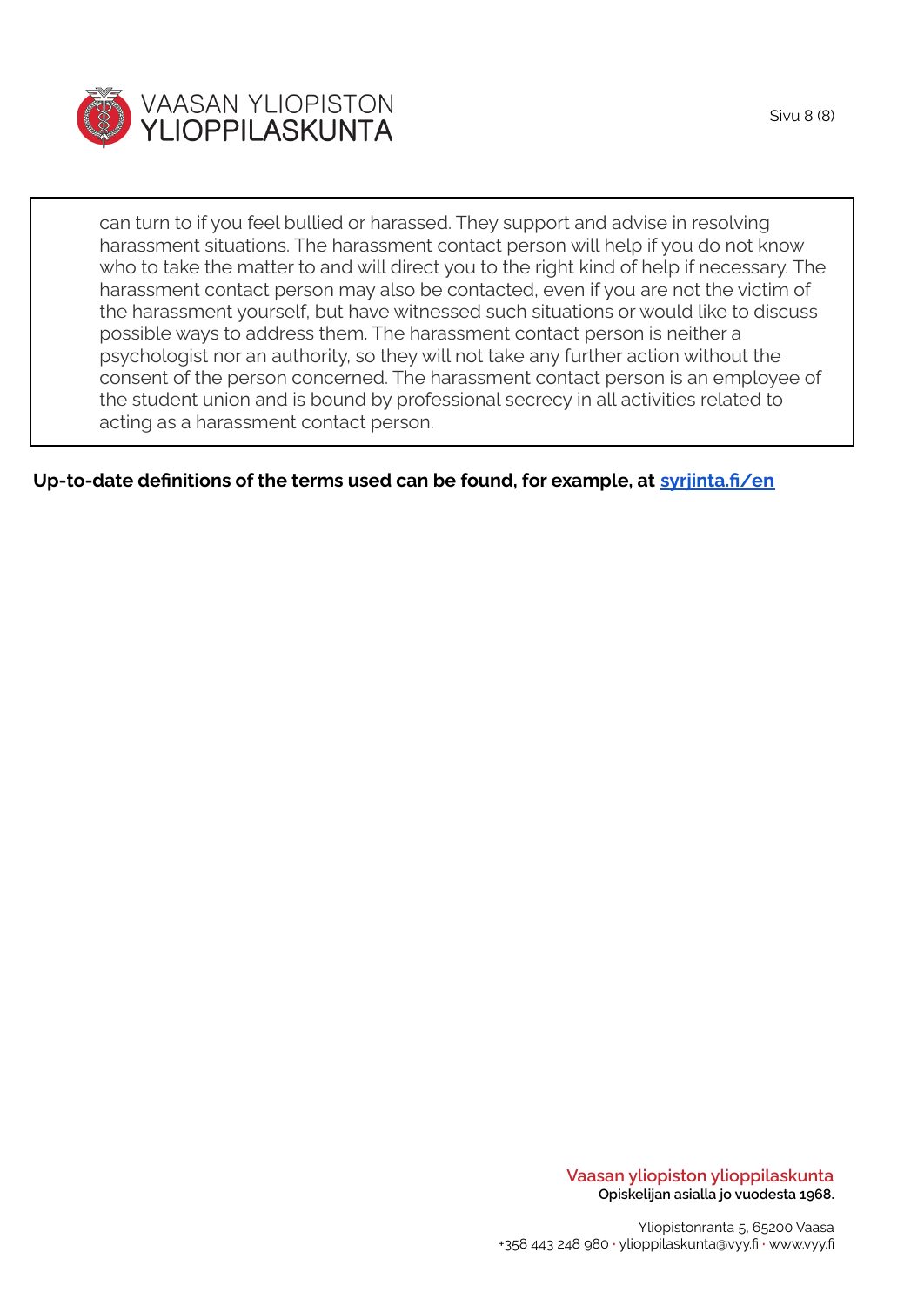can turn to if you feel bullied or harassed. They support and advise in resolving harassment situations. The harassment contact person will help if you do not know who to take the matter to and will direct you to the right kind of help if necessary. The harassment contact person may also be contacted, even if you are not the victim of the harassment yourself, but have witnessed such situations or would like to discuss possible ways to address them. The harassment contact person is neither a psychologist nor an authority, so they will not take any further action without the consent of the person concerned. The harassment contact person is an employee of the student union and is bound by professional secrecy in all activities related to acting as a harassment contact person.

**Up-to-date definitions of the terms used can be found, for example, at [syrjinta.fi/en](syrjinta.fi/en)**